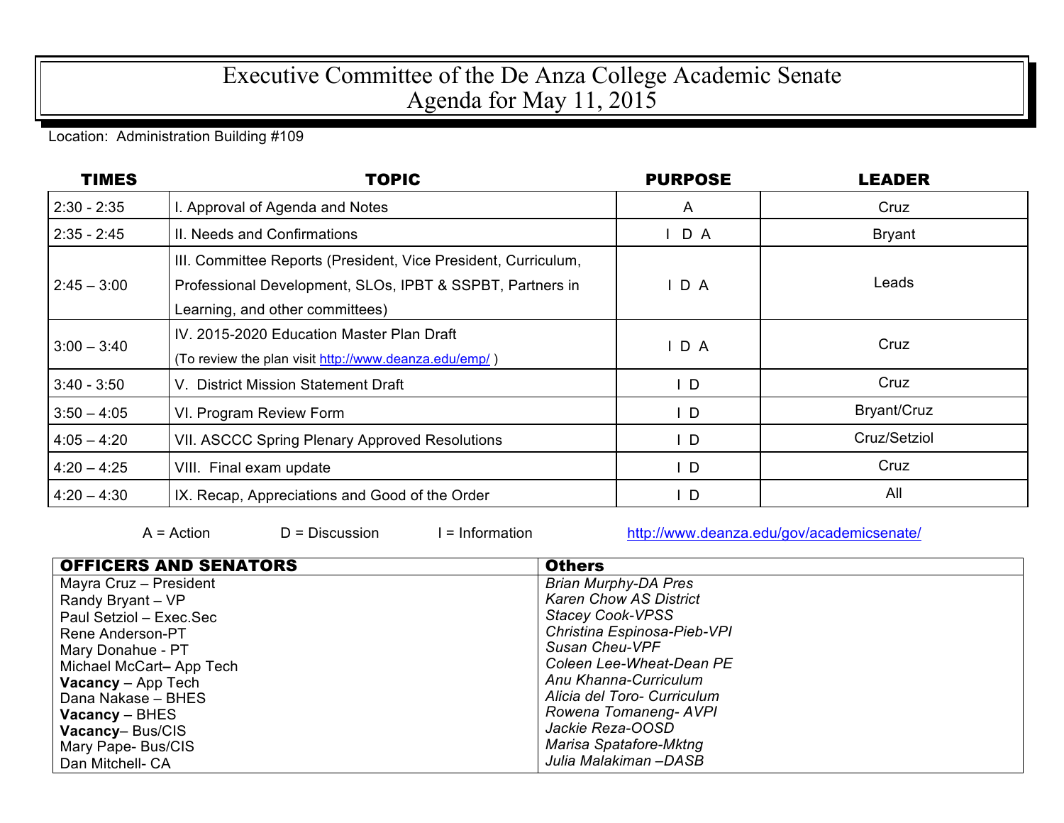# Executive Committee of the De Anza College Academic Senate
# Agenda for May 11, 2015

Location: Administration Building #109

| TIMES | TOPIC | PURPOSE | LEADER |
|---|---|---|---|
| 2:30 - 2:35 | I. Approval of Agenda and Notes | A | Cruz |
| 2:35 - 2:45 | II. Needs and Confirmations | I D A | Bryant |
| 2:45 – 3:00 | III. Committee Reports (President, Vice President, Curriculum, Professional Development, SLOs, IPBT & SSPBT, Partners in Learning, and other committees) | I D A | Leads |
| 3:00 – 3:40 | IV. 2015-2020 Education Master Plan Draft (To review the plan visit http://www.deanza.edu/emp/ ) | I D A | Cruz |
| 3:40 - 3:50 | V. District Mission Statement Draft | I D | Cruz |
| 3:50 – 4:05 | VI. Program Review Form | I D | Bryant/Cruz |
| 4:05 – 4:20 | VII. ASCCC Spring Plenary Approved Resolutions | I D | Cruz/Setziol |
| 4:20 – 4:25 | VIII. Final exam update | I D | Cruz |
| 4:20 – 4:30 | IX. Recap, Appreciations and Good of the Order | I D | All |

A = Action D = Discussion I = Information http://www.deanza.edu/gov/academicsenate/

| OFFICERS AND SENATORS | Others |
|---|---|
| Mayra Cruz – President | *Brian Murphy-DA Pres* |
| Randy Bryant – VP | *Karen Chow AS District* |
| Paul Setziol – Exec.Sec | *Stacey Cook-VPSS* |
| Rene Anderson-PT | *Christina Espinosa-Pieb-VPI* |
| Mary Donahue - PT | *Susan Cheu-VPF* |
| Michael McCart– App Tech | *Coleen Lee-Wheat-Dean PE* |
| **Vacancy** – App Tech | *Anu Khanna-Curriculum* |
| Dana Nakase – BHES | *Alicia del Toro- Curriculum* |
| **Vacancy** – BHES | *Rowena Tomaneng- AVPI* |
| **Vacancy**– Bus/CIS | *Jackie Reza-OOSD* |
| Mary Pape- Bus/CIS | *Marisa Spatafore-Mktng* |
| Dan Mitchell- CA | *Julia Malakiman –DASB* |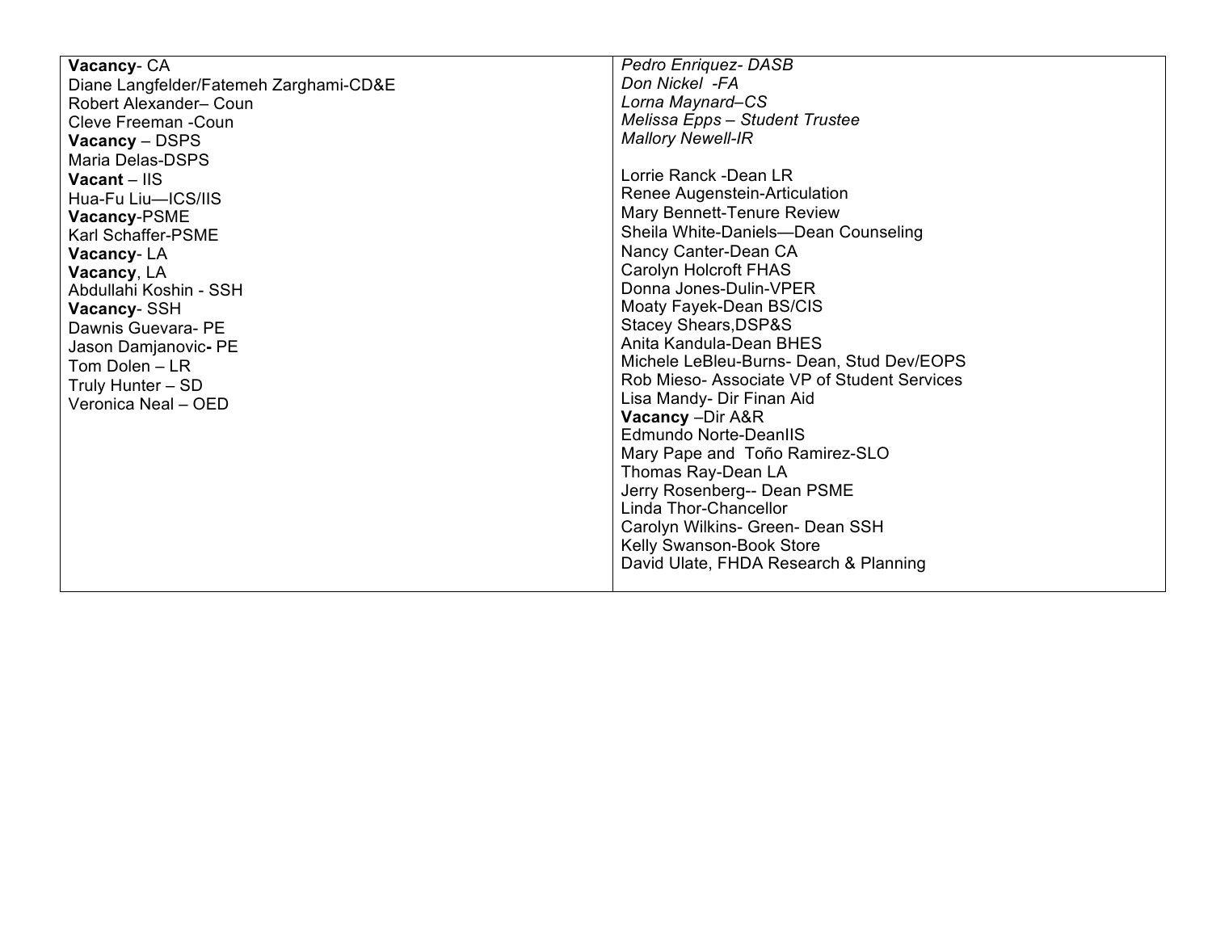| | |
|---|---|
| **Vacancy**- CA<br>Diane Langfelder/Fatemeh Zarghami-CD&E<br>Robert Alexander– Coun<br>Cleve Freeman -Coun<br>**Vacancy** – DSPS<br>Maria Delas-DSPS<br>**Vacant** – IIS<br>Hua-Fu Liu—ICS/IIS<br>**Vacancy**-PSME<br>Karl Schaffer-PSME<br>**Vacancy**- LA<br>**Vacancy**, LA<br>Abdullahi Koshin - SSH<br>**Vacancy**- SSH<br>Dawnis Guevara- PE<br>Jason Damjanovic**-** PE<br>Tom Dolen – LR<br>Truly Hunter – SD<br>Veronica Neal – OED | *Pedro Enriquez- DASB*<br>*Don Nickel -FA*<br>*Lorna Maynard–CS*<br>*Melissa Epps – Student Trustee*<br>*Mallory Newell-IR*<br><br>Lorrie Ranck -Dean LR<br>Renee Augenstein-Articulation<br>Mary Bennett-Tenure Review<br>Sheila White-Daniels—Dean Counseling<br>Nancy Canter-Dean CA<br>Carolyn Holcroft FHAS<br>Donna Jones-Dulin-VPER<br>Moaty Fayek-Dean BS/CIS<br>Stacey Shears,DSP&S<br>Anita Kandula-Dean BHES<br>Michele LeBleu-Burns- Dean, Stud Dev/EOPS<br>Rob Mieso- Associate VP of Student Services<br>Lisa Mandy- Dir Finan Aid<br>**Vacancy** –Dir A&R<br>Edmundo Norte-DeanIIS<br>Mary Pape and Toño Ramirez-SLO<br>Thomas Ray-Dean LA<br>Jerry Rosenberg-- Dean PSME<br>Linda Thor-Chancellor<br>Carolyn Wilkins- Green- Dean SSH<br>Kelly Swanson-Book Store<br>David Ulate, FHDA Research & Planning |